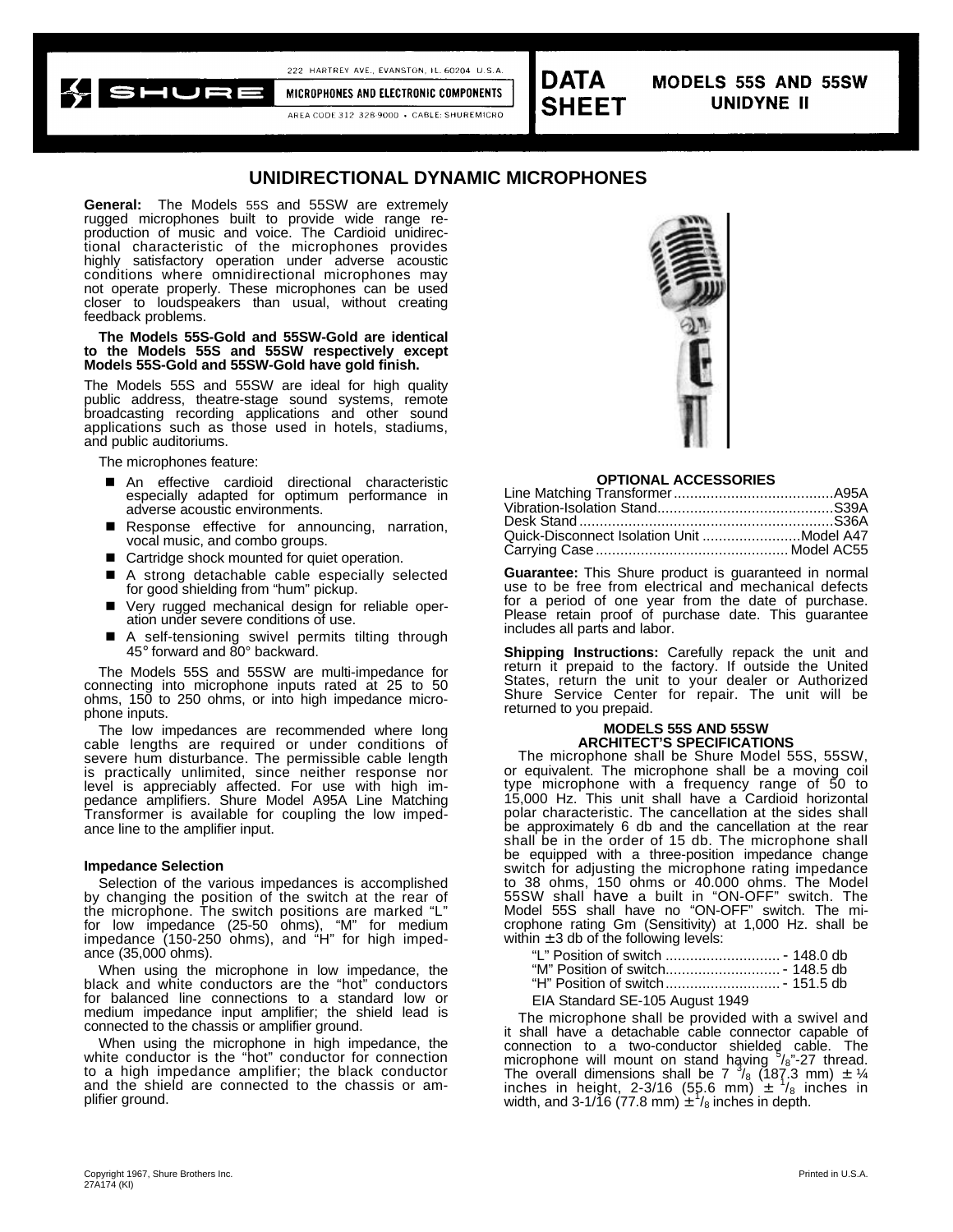222 HARTREY AVE., EVANSTON, IL 60204 U.S.A.

**SHURE** MICROPHONES AND ELECTRONIC COMPONENTS

AREA CODE 312 328-9000 • CABLE: SHUREMICRO

**DATA SHEET**

**MODELS 55S AND 55SW**
**UNIDYNE II**

# UNIDIRECTIONAL DYNAMIC MICROPHONES

**General:** The Models 55S and 55SW are extremely rugged microphones built to provide wide range reproduction of music and voice. The Cardioid unidirectional characteristic of the microphones provides highly satisfactory operation under adverse acoustic conditions where omnidirectional microphones may not operate properly. These microphones can be used closer to loudspeakers than usual, without creating feedback problems.

**The Models 55S-Gold and 55SW-Gold are identical to the Models 55S and 55SW respectively except Models 55S-Gold and 55SW-Gold have gold finish.**

The Models 55S and 55SW are ideal for high quality public address, theatre-stage sound systems, remote broadcasting recording applications and other sound applications such as those used in hotels, stadiums, and public auditoriums.

The microphones feature:

- An effective cardioid directional characteristic especially adapted for optimum performance in adverse acoustic environments.
- Response effective for announcing, narration, vocal music, and combo groups.
- Cartridge shock mounted for quiet operation.
- A strong detachable cable especially selected for good shielding from "hum" pickup.
- Very rugged mechanical design for reliable operation under severe conditions of use.
- A self-tensioning swivel permits tilting through 45° forward and 80° backward.

The Models 55S and 55SW are multi-impedance for connecting into microphone inputs rated at 25 to 50 ohms, 150 to 250 ohms, or into high impedance microphone inputs.

The low impedances are recommended where long cable lengths are required or under conditions of severe hum disturbance. The permissible cable length is practically unlimited, since neither response nor level is appreciably affected. For use with high impedance amplifiers. Shure Model A95A Line Matching Transformer is available for coupling the low impedance line to the amplifier input.

### Impedance Selection

Selection of the various impedances is accomplished by changing the position of the switch at the rear of the microphone. The switch positions are marked "L" for low impedance (25-50 ohms), "M" for medium impedance (150-250 ohms), and "H" for high impedance (35,000 ohms).

When using the microphone in low impedance, the black and white conductors are the "hot" conductors for balanced line connections to a standard low or medium impedance input amplifier; the shield lead is connected to the chassis or amplifier ground.

When using the microphone in high impedance, the white conductor is the "hot" conductor for connection to a high impedance amplifier; the black conductor and the shield are connected to the chassis or amplifier ground.

### OPTIONAL ACCESSORIES

| Accessory | Model |
|---|---|
| Line Matching Transformer | A95A |
| Vibration-Isolation Stand | S39A |
| Desk Stand | S36A |
| Quick-Disconnect Isolation Unit | Model A47 |
| Carrying Case | Model AC55 |

**Guarantee:** This Shure product is guaranteed in normal use to be free from electrical and mechanical defects for a period of one year from the date of purchase. Please retain proof of purchase date. This guarantee includes all parts and labor.

**Shipping Instructions:** Carefully repack the unit and return it prepaid to the factory. If outside the United States, return the unit to your dealer or Authorized Shure Service Center for repair. The unit will be returned to you prepaid.

### MODELS 55S AND 55SW ARCHITECT'S SPECIFICATIONS

The microphone shall be Shure Model 55S, 55SW, or equivalent. The microphone shall be a moving coil type microphone with a frequency range of 50 to 15,000 Hz. This unit shall have a Cardioid horizontal polar characteristic. The cancellation at the sides shall be approximately 6 db and the cancellation at the rear shall be in the order of 15 db. The microphone shall be equipped with a three-position impedance change switch for adjusting the microphone rating impedance to 38 ohms, 150 ohms or 40.000 ohms. The Model 55SW shall have a built in "ON-OFF" switch. The Model 55S shall have no "ON-OFF" switch. The microphone rating Gm (Sensitivity) at 1,000 Hz. shall be within ± 3 db of the following levels:

| Switch Position | Level |
|---|---|
| "L" Position of switch | - 148.0 db |
| "M" Position of switch | - 148.5 db |
| "H" Position of switch | - 151.5 db |

EIA Standard SE-105 August 1949

The microphone shall be provided with a swivel and it shall have a detachable cable connector capable of connection to a two-conductor shielded cable. The microphone will mount on stand having 5/8"-27 thread. The overall dimensions shall be 7 3/8 (187.3 mm) ± ¼ inches in height, 2-3/16 (55.6 mm) ± 1/8 inches in width, and 3-1/16 (77.8 mm) ± 1/8 inches in depth.

Copyright 1967, Shure Brothers Inc.
27A174 (KI)

Printed in U.S.A.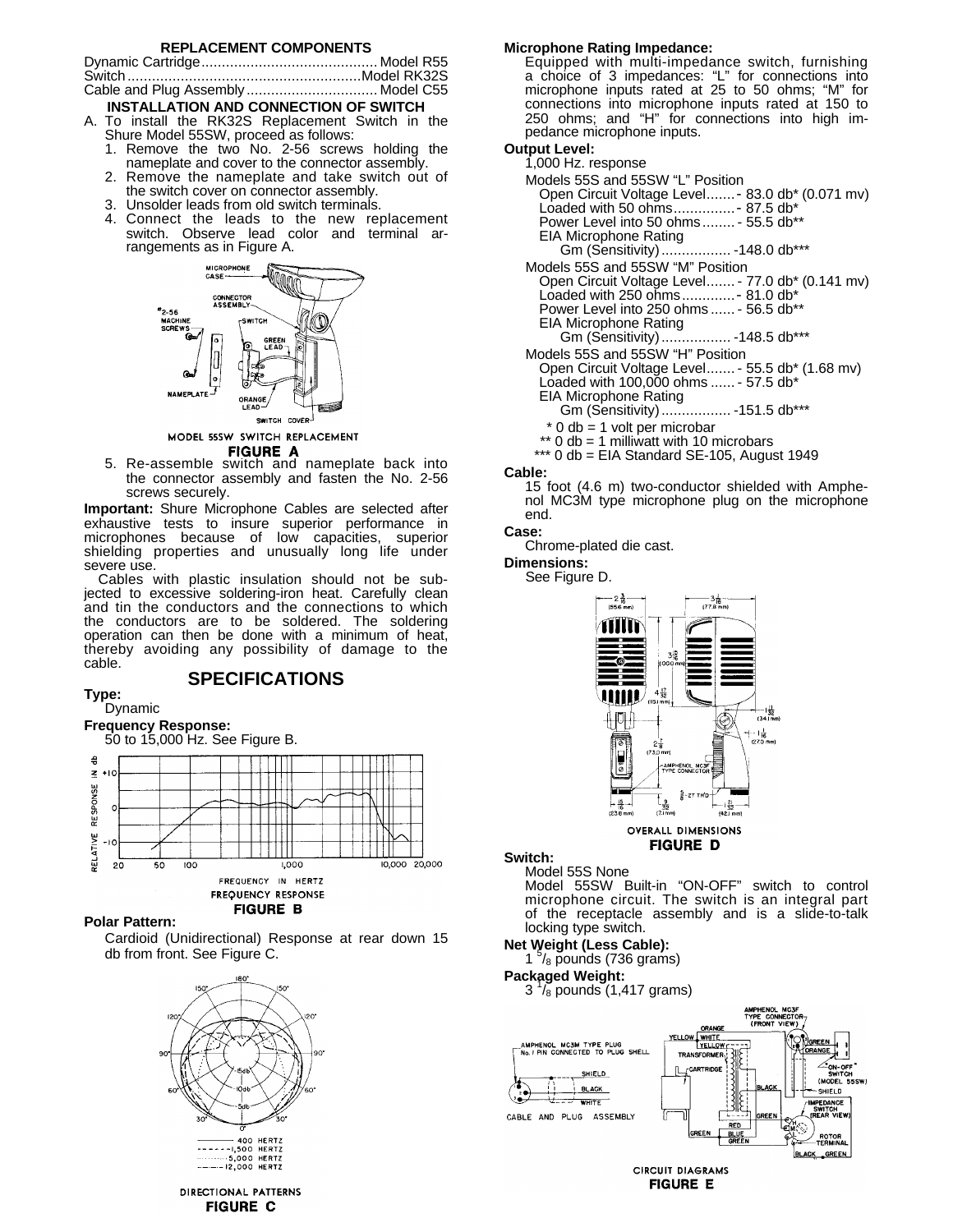### REPLACEMENT COMPONENTS

Dynamic Cartridge........................................... Model R55
Switch.........................................................Model RK32S
Cable and Plug Assembly................................ Model C55

### INSTALLATION AND CONNECTION OF SWITCH

A. To install the RK32S Replacement Switch in the Shure Model 55SW, proceed as follows:
   1. Remove the two No. 2-56 screws holding the nameplate and cover to the connector assembly.
   2. Remove the nameplate and take switch out of the switch cover on connector assembly.
   3. Unsolder leads from old switch terminals.
   4. Connect the leads to the new replacement switch. Observe lead color and terminal arrangements as in Figure A.

MICROPHONE CASE
CONNECTOR ASSEMBLY
#2-56 MACHINE SCREWS
SWITCH
GREEN LEAD
NAMEPLATE
ORANGE LEAD
SWITCH COVER

MODEL 55SW SWITCH REPLACEMENT

**FIGURE A**

   5. Re-assemble switch and nameplate back into the connector assembly and fasten the No. 2-56 screws securely.

**Important:** Shure Microphone Cables are selected after exhaustive tests to insure superior performance in microphones because of low capacities, superior shielding properties and unusually long life under severe use.

Cables with plastic insulation should not be subjected to excessive soldering-iron heat. Carefully clean and tin the conductors and the connections to which the conductors are to be soldered. The soldering operation can then be done with a minimum of heat, thereby avoiding any possibility of damage to the cable.

## SPECIFICATIONS

**Type:**
Dynamic

**Frequency Response:**
50 to 15,000 Hz. See Figure B.

RELATIVE RESPONSE IN db
+10
0
-10
20 50 100 1,000 10,000 20,000
FREQUENCY IN HERTZ

FREQUENCY RESPONSE

**FIGURE B**

**Polar Pattern:**
Cardioid (Unidirectional) Response at rear down 15 db from front. See Figure C.

180° 150° 150° 120° 120° 90° 90° 60° 60° 30° 30° 0°
15db 10db 5db
400 HERTZ
1,500 HERTZ
5,000 HERTZ
12,000 HERTZ

DIRECTIONAL PATTERNS

**FIGURE C**

**Microphone Rating Impedance:**
Equipped with multi-impedance switch, furnishing a choice of 3 impedances: "L" for connections into microphone inputs rated at 25 to 50 ohms; "M" for connections into microphone inputs rated at 150 to 250 ohms; and "H" for connections into high impedance microphone inputs.

**Output Level:**
1,000 Hz. response

Models 55S and 55SW "L" Position
Open Circuit Voltage Level....... - 83.0 db* (0.071 mv)
Loaded with 50 ohms............... - 87.5 db*
Power Level into 50 ohms........ - 55.5 db**
EIA Microphone Rating
Gm (Sensitivity)................. -148.0 db***

Models 55S and 55SW "M" Position
Open Circuit Voltage Level....... - 77.0 db* (0.141 mv)
Loaded with 250 ohms............. - 81.0 db*
Power Level into 250 ohms...... - 56.5 db**
EIA Microphone Rating
Gm (Sensitivity)................. -148.5 db***

Models 55S and 55SW "H" Position
Open Circuit Voltage Level....... - 55.5 db* (1.68 mv)
Loaded with 100,000 ohms...... - 57.5 db*
EIA Microphone Rating
Gm (Sensitivity)................. -151.5 db***

\* 0 db = 1 volt per microbar
\*\* 0 db = 1 milliwatt with 10 microbars
\*\*\* 0 db = EIA Standard SE-105, August 1949

**Cable:**
15 foot (4.6 m) two-conductor shielded with Amphenol MC3M type microphone plug on the microphone end.

**Case:**
Chrome-plated die cast.

**Dimensions:**
See Figure D.

2 3/16 (55.6 mm)
3 1/16 (77.8 mm)
3 15/16 (100.0 mm)
4 17/32 (115 mm)
1 11/32 (34.1 mm)
1 1/16 (27.0 mm)
2 7/8 (73.0 mm)
AMPHENOL MC3F TYPE CONNECTOR
5/8-27 THD
15/16 (23.8 mm)
3/32 (2.1 mm)
21/32 (42.1 mm)

OVERALL DIMENSIONS

**FIGURE D**

**Switch:**
Model 55S None
Model 55SW Built-in "ON-OFF" switch to control microphone circuit. The switch is an integral part of the receptacle assembly and is a slide-to-talk locking type switch.

**Net Weight (Less Cable):**
1 5/8 pounds (736 grams)

**Packaged Weight:**
3 1/8 pounds (1,417 grams)

AMPHENOL MC3M TYPE PLUG
No. 1 PIN CONNECTED TO PLUG SHELL
SHIELD
BLACK
WHITE
CABLE AND PLUG ASSEMBLY
AMPHENOL MC3F TYPE CONNECTOR (FRONT VIEW)
ORANGE
YELLOW
WHITE
TRANSFORMER
CARTRIDGE
GREEN
ORANGE
"ON-OFF" SWITCH (MODEL 55SW)
SHIELD
BLACK
IMPEDANCE SWITCH (REAR VIEW)
GREEN
RED
BLUE
GREEN
ROTOR TERMINAL
BLACK
GREEN

CIRCUIT DIAGRAMS

**FIGURE E**